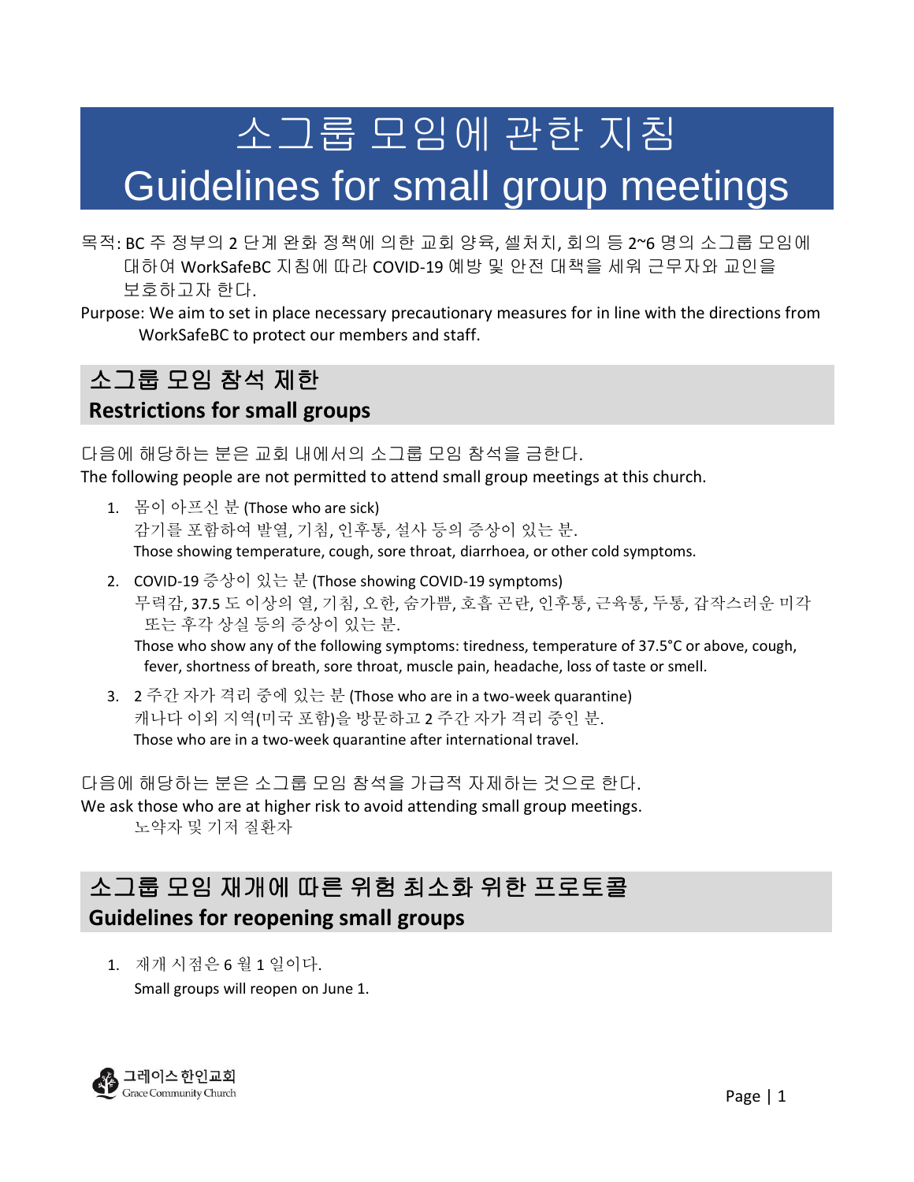# 소그룹 모임에 관한 지침
# Guidelines for small group meetings

목적: BC 주 정부의 2 단계 완화 정책에 의한 교회 양육, 셀처치, 회의 등 2~6 명의 소그룹 모임에 대하여 WorkSafeBC 지침에 따라 COVID-19 예방 및 안전 대책을 세워 근무자와 교인을 보호하고자 한다.

Purpose: We aim to set in place necessary precautionary measures for in line with the directions from WorkSafeBC to protect our members and staff.

## 소그룹 모임 참석 제한
## Restrictions for small groups

다음에 해당하는 분은 교회 내에서의 소그룹 모임 참석을 금한다.
The following people are not permitted to attend small group meetings at this church.

1. 몸이 아프신 분 (Those who are sick)
   감기를 포함하여 발열, 기침, 인후통, 설사 등의 증상이 있는 분.
   Those showing temperature, cough, sore throat, diarrhoea, or other cold symptoms.
2. COVID-19 증상이 있는 분 (Those showing COVID-19 symptoms)
   무력감, 37.5 도 이상의 열, 기침, 오한, 숨가쁨, 호흡 곤란, 인후통, 근육통, 두통, 갑작스러운 미각 또는 후각 상실 등의 증상이 있는 분.
   Those who show any of the following symptoms: tiredness, temperature of 37.5°C or above, cough, fever, shortness of breath, sore throat, muscle pain, headache, loss of taste or smell.
3. 2 주간 자가 격리 중에 있는 분 (Those who are in a two-week quarantine)
   캐나다 이외 지역(미국 포함)을 방문하고 2 주간 자가 격리 중인 분.
   Those who are in a two-week quarantine after international travel.

다음에 해당하는 분은 소그룹 모임 참석을 가급적 자제하는 것으로 한다.
We ask those who are at higher risk to avoid attending small group meetings.
노약자 및 기저 질환자

## 소그룹 모임 재개에 따른 위험 최소화 위한 프로토콜
## Guidelines for reopening small groups

1. 재개 시점은 6 월 1 일이다.
   Small groups will reopen on June 1.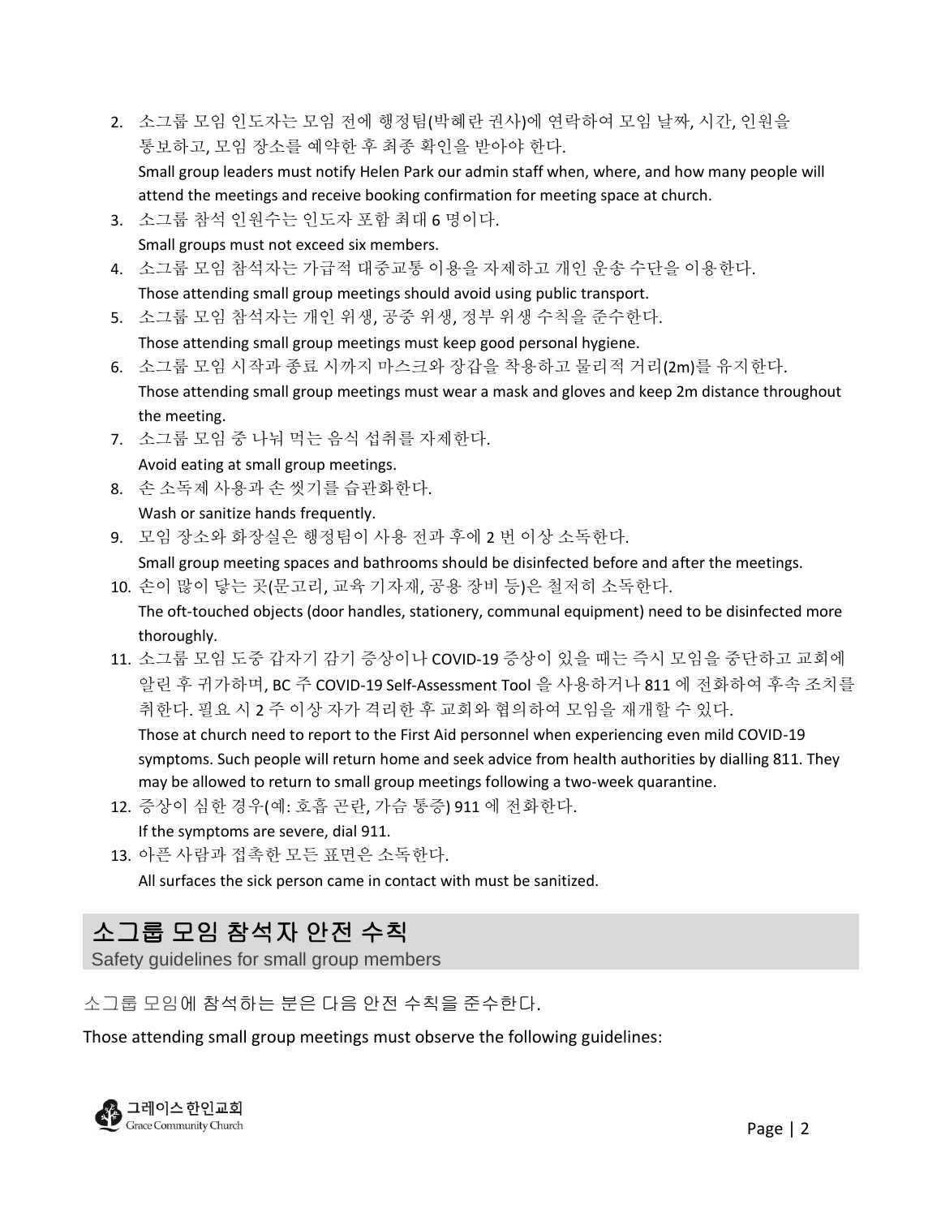2. 소그룹 모임 인도자는 모임 전에 행정팀(박혜란 권사)에 연락하여 모임 날짜, 시간, 인원을 통보하고, 모임 장소를 예약한 후 최종 확인을 받아야 한다.
   Small group leaders must notify Helen Park our admin staff when, where, and how many people will attend the meetings and receive booking confirmation for meeting space at church.
3. 소그룹 참석 인원수는 인도자 포함 최대 6 명이다.
   Small groups must not exceed six members.
4. 소그룹 모임 참석자는 가급적 대중교통 이용을 자제하고 개인 운송 수단을 이용한다.
   Those attending small group meetings should avoid using public transport.
5. 소그룹 모임 참석자는 개인 위생, 공중 위생, 정부 위생 수칙을 준수한다.
   Those attending small group meetings must keep good personal hygiene.
6. 소그룹 모임 시작과 종료 시까지 마스크와 장갑을 착용하고 물리적 거리(2m)를 유지한다.
   Those attending small group meetings must wear a mask and gloves and keep 2m distance throughout the meeting.
7. 소그룹 모임 중 나눠 먹는 음식 섭취를 자제한다.
   Avoid eating at small group meetings.
8. 손 소독제 사용과 손 씻기를 습관화한다.
   Wash or sanitize hands frequently.
9. 모임 장소와 화장실은 행정팀이 사용 전과 후에 2 번 이상 소독한다.
   Small group meeting spaces and bathrooms should be disinfected before and after the meetings.
10. 손이 많이 닿는 곳(문고리, 교육 기자재, 공용 장비 등)은 철저히 소독한다.
    The oft-touched objects (door handles, stationery, communal equipment) need to be disinfected more thoroughly.
11. 소그룹 모임 도중 갑자기 감기 증상이나 COVID-19 증상이 있을 때는 즉시 모임을 중단하고 교회에 알린 후 귀가하며, BC 주 COVID-19 Self-Assessment Tool 을 사용하거나 811 에 전화하여 후속 조치를 취한다. 필요 시 2 주 이상 자가 격리한 후 교회와 협의하여 모임을 재개할 수 있다.
    Those at church need to report to the First Aid personnel when experiencing even mild COVID-19 symptoms. Such people will return home and seek advice from health authorities by dialling 811. They may be allowed to return to small group meetings following a two-week quarantine.
12. 증상이 심한 경우(예: 호흡 곤란, 가슴 통증) 911 에 전화한다.
    If the symptoms are severe, dial 911.
13. 아픈 사람과 접촉한 모든 표면은 소독한다.
    All surfaces the sick person came in contact with must be sanitized.

## 소그룹 모임 참석자 안전 수칙

Safety guidelines for small group members

소그룹 모임에 참석하는 분은 다음 안전 수칙을 준수한다.

Those attending small group meetings must observe the following guidelines: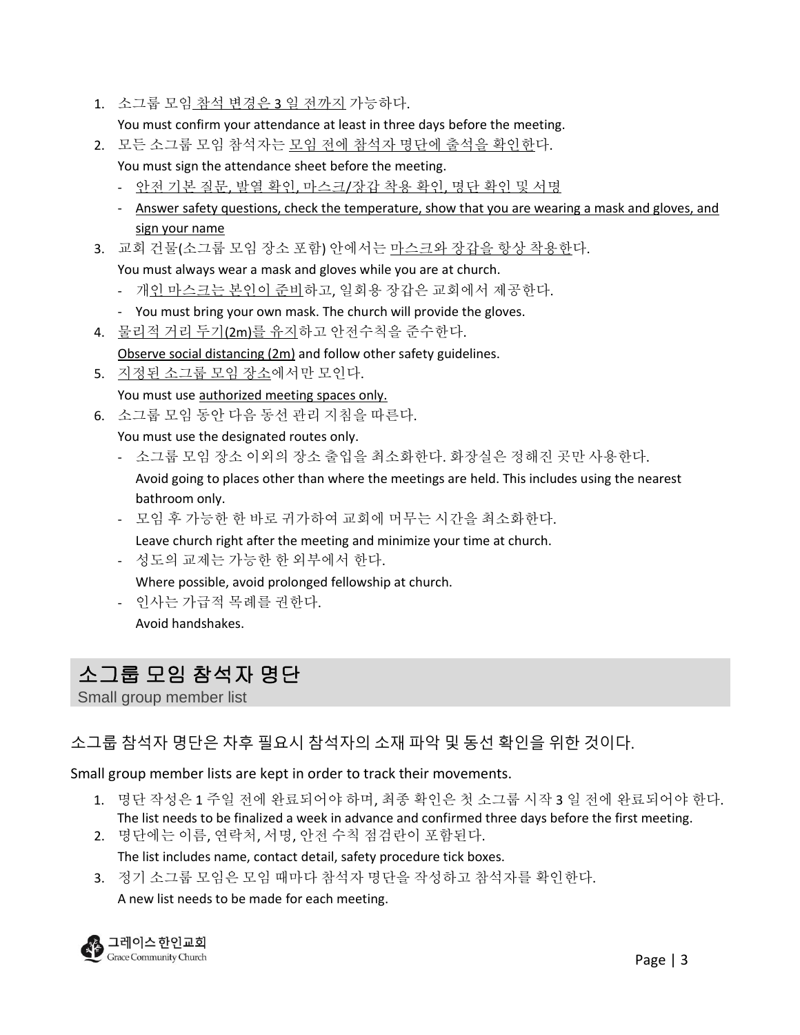1. 소그룹 모임 참석 변경은 3 일 전까지 가능하다.
   You must confirm your attendance at least in three days before the meeting.
2. 모든 소그룹 모임 참석자는 모임 전에 참석자 명단에 출석을 확인한다.
   You must sign the attendance sheet before the meeting.
   - 안전 기본 질문, 발열 확인, 마스크/장갑 착용 확인, 명단 확인 및 서명
   - Answer safety questions, check the temperature, show that you are wearing a mask and gloves, and sign your name
3. 교회 건물(소그룹 모임 장소 포함) 안에서는 마스크와 장갑을 항상 착용한다.
   You must always wear a mask and gloves while you are at church.
   - 개인 마스크는 본인이 준비하고, 일회용 장갑은 교회에서 제공한다.
   - You must bring your own mask. The church will provide the gloves.
4. 물리적 거리 두기(2m)를 유지하고 안전수칙을 준수한다.
   Observe social distancing (2m) and follow other safety guidelines.
5. 지정된 소그룹 모임 장소에서만 모인다.
   You must use authorized meeting spaces only.
6. 소그룹 모임 동안 다음 동선 관리 지침을 따른다.
   You must use the designated routes only.
   - 소그룹 모임 장소 이외의 장소 출입을 최소화한다. 화장실은 정해진 곳만 사용한다.
     Avoid going to places other than where the meetings are held. This includes using the nearest bathroom only.
   - 모임 후 가능한 한 바로 귀가하여 교회에 머무는 시간을 최소화한다.
     Leave church right after the meeting and minimize your time at church.
   - 성도의 교제는 가능한 한 외부에서 한다.
     Where possible, avoid prolonged fellowship at church.
   - 인사는 가급적 목례를 권한다.
     Avoid handshakes.

## 소그룹 모임 참석자 명단

Small group member list

### 소그룹 참석자 명단은 차후 필요시 참석자의 소재 파악 및 동선 확인을 위한 것이다.

Small group member lists are kept in order to track their movements.

1. 명단 작성은 1 주일 전에 완료되어야 하며, 최종 확인은 첫 소그룹 시작 3 일 전에 완료되어야 한다.
   The list needs to be finalized a week in advance and confirmed three days before the first meeting.
2. 명단에는 이름, 연락처, 서명, 안전 수칙 점검란이 포함된다.
   The list includes name, contact detail, safety procedure tick boxes.
3. 정기 소그룹 모임은 모임 때마다 참석자 명단을 작성하고 참석자를 확인한다.
   A new list needs to be made for each meeting.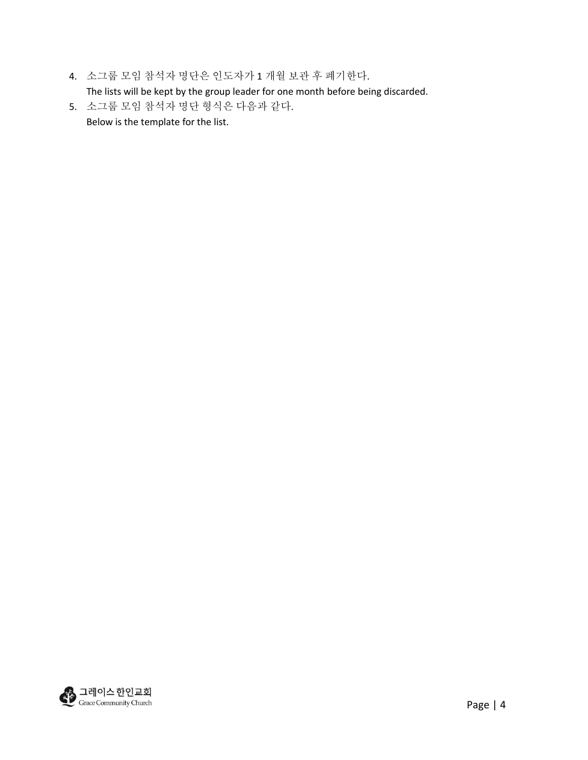4. 소그룹 모임 참석자 명단은 인도자가 1 개월 보관 후 폐기한다.
   The lists will be kept by the group leader for one month before being discarded.
5. 소그룹 모임 참석자 명단 형식은 다음과 같다.
   Below is the template for the list.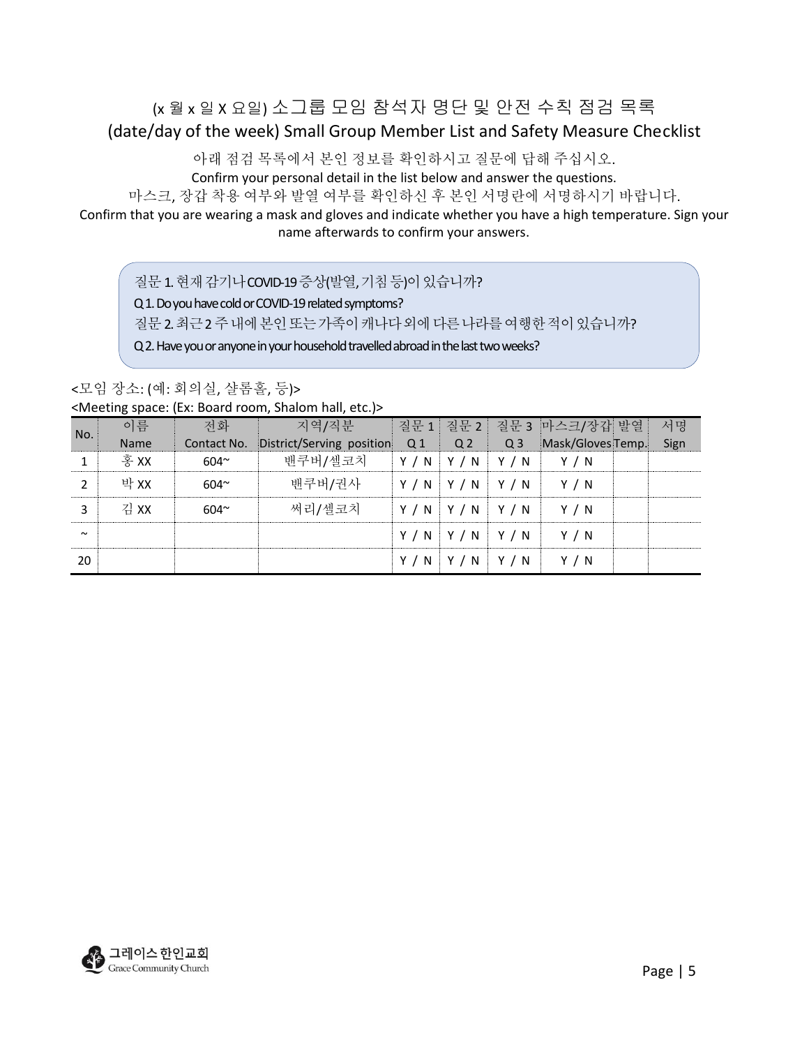## (x 월 x 일 X 요일) 소그룹 모임 참석자 명단 및 안전 수칙 점검 목록
## (date/day of the week) Small Group Member List and Safety Measure Checklist

아래 점검 목록에서 본인 정보를 확인하시고 질문에 답해 주십시오.
Confirm your personal detail in the list below and answer the questions.
마스크, 장갑 착용 여부와 발열 여부를 확인하신 후 본인 서명란에 서명하시기 바랍니다.
Confirm that you are wearing a mask and gloves and indicate whether you have a high temperature. Sign your name afterwards to confirm your answers.

> 질문 1. 현재 감기나 COVID-19 증상(발열, 기침 등)이 있습니까?
> Q 1. Do you have cold or COVID-19 related symptoms?
> 질문 2. 최근 2 주 내에 본인 또는 가족이 캐나다 외에 다른 나라를 여행한 적이 있습니까?
> Q 2. Have you or anyone in your household travelled abroad in the last two weeks?

<모임 장소: (예: 회의실, 샬롬홀, 등)>
<Meeting space: (Ex: Board room, Shalom hall, etc.)>

| No. | 이름 Name | 전화 Contact No. | 지역/직분 District/Serving position | 질문 1 Q 1 | 질문 2 Q 2 | 질문 3 Q 3 | 마스크/장갑 Mask/Gloves | 발열 Temp. | 서명 Sign |
|---|---|---|---|---|---|---|---|---|---|
| 1 | 홍 XX | 604~ | 밴쿠버/셀코치 | Y / N | Y / N | Y / N | Y / N | | |
| 2 | 박 XX | 604~ | 밴쿠버/권사 | Y / N | Y / N | Y / N | Y / N | | |
| 3 | 김 XX | 604~ | 써리/셀코치 | Y / N | Y / N | Y / N | Y / N | | |
| ~ | | | | Y / N | Y / N | Y / N | Y / N | | |
| 20 | | | | Y / N | Y / N | Y / N | Y / N | | |

그레이스 한인교회
Grace Community Church